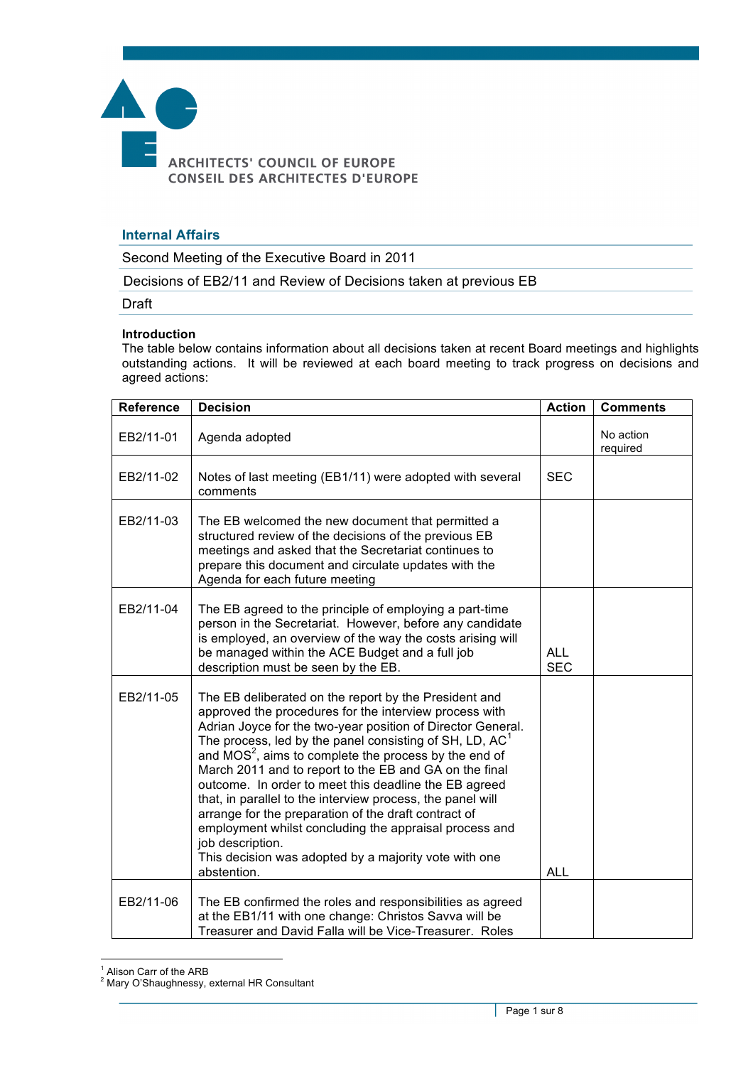ARCHITECTS' COUNCIL OF EUROPE
CONSEIL DES ARCHITECTES D'EUROPE

## Internal Affairs

Second Meeting of the Executive Board in 2011

Decisions of EB2/11 and Review of Decisions taken at previous EB

Draft

**Introduction**
The table below contains information about all decisions taken at recent Board meetings and highlights outstanding actions. It will be reviewed at each board meeting to track progress on decisions and agreed actions:

| Reference | Decision | Action | Comments |
|---|---|---|---|
| EB2/11-01 | Agenda adopted | | No action required |
| EB2/11-02 | Notes of last meeting (EB1/11) were adopted with several comments | SEC | |
| EB2/11-03 | The EB welcomed the new document that permitted a structured review of the decisions of the previous EB meetings and asked that the Secretariat continues to prepare this document and circulate updates with the Agenda for each future meeting | | |
| EB2/11-04 | The EB agreed to the principle of employing a part-time person in the Secretariat. However, before any candidate is employed, an overview of the way the costs arising will be managed within the ACE Budget and a full job description must be seen by the EB. | ALL SEC | |
| EB2/11-05 | The EB deliberated on the report by the President and approved the procedures for the interview process with Adrian Joyce for the two-year position of Director General. The process, led by the panel consisting of SH, LD, AC[1] and MOS[2], aims to complete the process by the end of March 2011 and to report to the EB and GA on the final outcome. In order to meet this deadline the EB agreed that, in parallel to the interview process, the panel will arrange for the preparation of the draft contract of employment whilst concluding the appraisal process and job description. This decision was adopted by a majority vote with one abstention. | ALL | |
| EB2/11-06 | The EB confirmed the roles and responsibilities as agreed at the EB1/11 with one change: Christos Savva will be Treasurer and David Falla will be Vice-Treasurer. Roles | | |

[1] Alison Carr of the ARB
[2] Mary O'Shaughnessy, external HR Consultant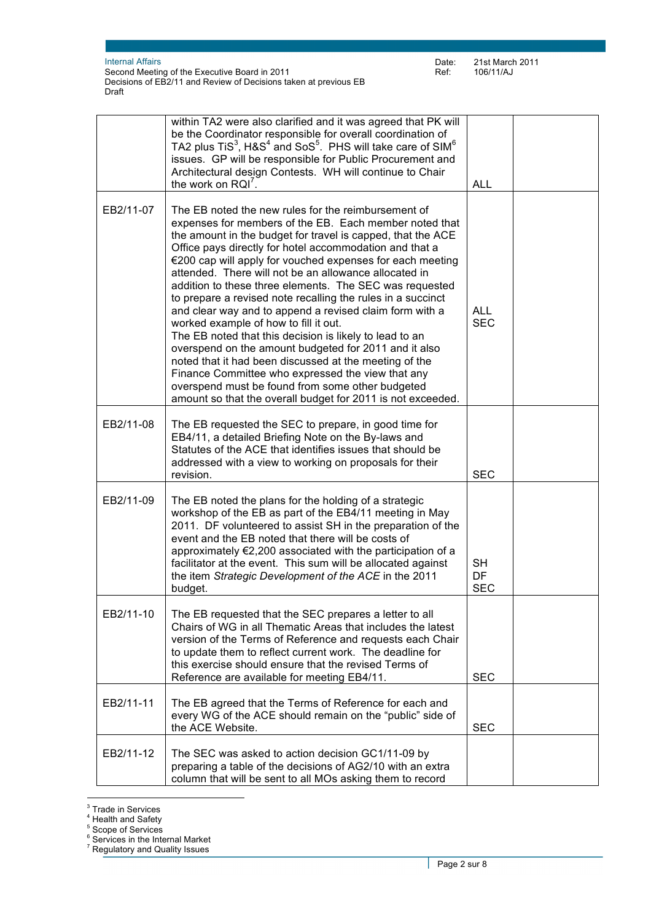| | | | |
|---|---|---|---|
| | within TA2 were also clarified and it was agreed that PK will be the Coordinator responsible for overall coordination of TA2 plus TiS[3], H&S[4] and SoS[5]. PHS will take care of SIM[6] issues. GP will be responsible for Public Procurement and Architectural design Contests. WH will continue to Chair the work on RQI[7]. | ALL | |
| EB2/11-07 | The EB noted the new rules for the reimbursement of expenses for members of the EB. Each member noted that the amount in the budget for travel is capped, that the ACE Office pays directly for hotel accommodation and that a €200 cap will apply for vouched expenses for each meeting attended. There will not be an allowance allocated in addition to these three elements. The SEC was requested to prepare a revised note recalling the rules in a succinct and clear way and to append a revised claim form with a worked example of how to fill it out.<br>The EB noted that this decision is likely to lead to an overspend on the amount budgeted for 2011 and it also noted that it had been discussed at the meeting of the Finance Committee who expressed the view that any overspend must be found from some other budgeted amount so that the overall budget for 2011 is not exceeded. | ALL<br>SEC | |
| EB2/11-08 | The EB requested the SEC to prepare, in good time for EB4/11, a detailed Briefing Note on the By-laws and Statutes of the ACE that identifies issues that should be addressed with a view to working on proposals for their revision. | SEC | |
| EB2/11-09 | The EB noted the plans for the holding of a strategic workshop of the EB as part of the EB4/11 meeting in May 2011. DF volunteered to assist SH in the preparation of the event and the EB noted that there will be costs of approximately €2,200 associated with the participation of a facilitator at the event. This sum will be allocated against the item *Strategic Development of the ACE* in the 2011 budget. | SH<br>DF<br>SEC | |
| EB2/11-10 | The EB requested that the SEC prepares a letter to all Chairs of WG in all Thematic Areas that includes the latest version of the Terms of Reference and requests each Chair to update them to reflect current work. The deadline for this exercise should ensure that the revised Terms of Reference are available for meeting EB4/11. | SEC | |
| EB2/11-11 | The EB agreed that the Terms of Reference for each and every WG of the ACE should remain on the "public" side of the ACE Website. | SEC | |
| EB2/11-12 | The SEC was asked to action decision GC1/11-09 by preparing a table of the decisions of AG2/10 with an extra column that will be sent to all MOs asking them to record | | |

[3] Trade in Services
[4] Health and Safety
[5] Scope of Services
[6] Services in the Internal Market
[7] Regulatory and Quality Issues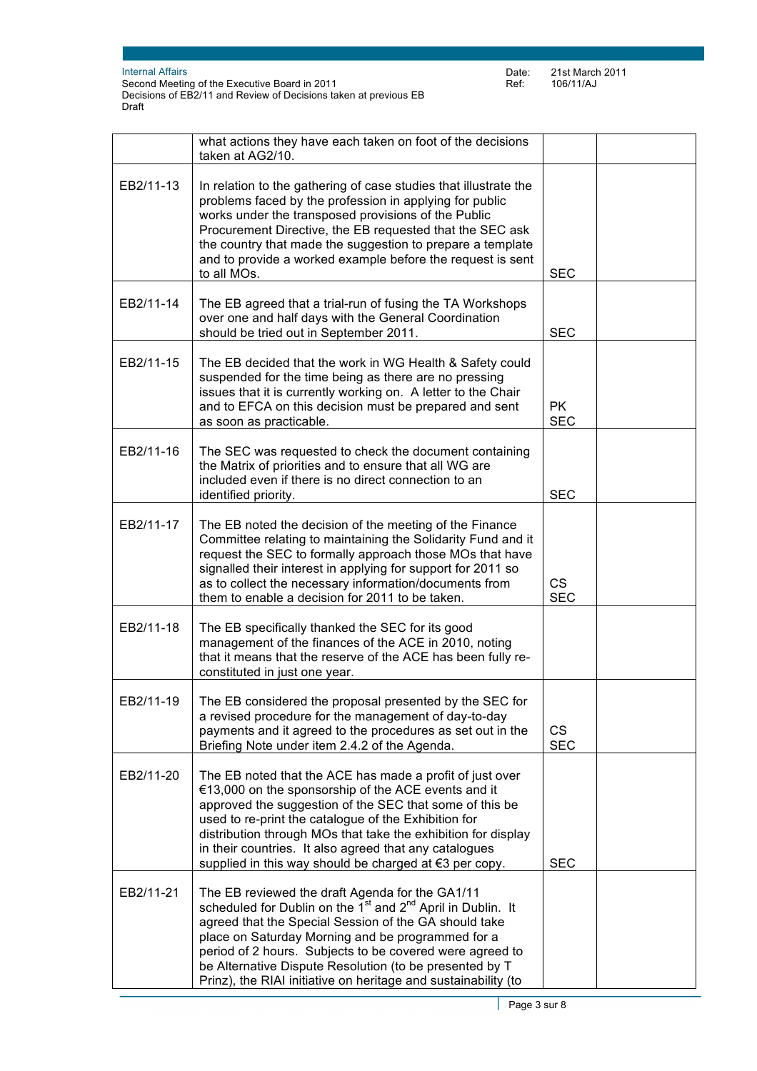|  |  |  |  |
|---|---|---|---|
|  | what actions they have each taken on foot of the decisions taken at AG2/10. |  |  |
| EB2/11-13 | In relation to the gathering of case studies that illustrate the problems faced by the profession in applying for public works under the transposed provisions of the Public Procurement Directive, the EB requested that the SEC ask the country that made the suggestion to prepare a template and to provide a worked example before the request is sent to all MOs. | SEC |  |
| EB2/11-14 | The EB agreed that a trial-run of fusing the TA Workshops over one and half days with the General Coordination should be tried out in September 2011. | SEC |  |
| EB2/11-15 | The EB decided that the work in WG Health & Safety could suspended for the time being as there are no pressing issues that it is currently working on. A letter to the Chair and to EFCA on this decision must be prepared and sent as soon as practicable. | PK<br>SEC |  |
| EB2/11-16 | The SEC was requested to check the document containing the Matrix of priorities and to ensure that all WG are included even if there is no direct connection to an identified priority. | SEC |  |
| EB2/11-17 | The EB noted the decision of the meeting of the Finance Committee relating to maintaining the Solidarity Fund and it request the SEC to formally approach those MOs that have signalled their interest in applying for support for 2011 so as to collect the necessary information/documents from them to enable a decision for 2011 to be taken. | CS<br>SEC |  |
| EB2/11-18 | The EB specifically thanked the SEC for its good management of the finances of the ACE in 2010, noting that it means that the reserve of the ACE has been fully re-constituted in just one year. |  |  |
| EB2/11-19 | The EB considered the proposal presented by the SEC for a revised procedure for the management of day-to-day payments and it agreed to the procedures as set out in the Briefing Note under item 2.4.2 of the Agenda. | CS<br>SEC |  |
| EB2/11-20 | The EB noted that the ACE has made a profit of just over €13,000 on the sponsorship of the ACE events and it approved the suggestion of the SEC that some of this be used to re-print the catalogue of the Exhibition for distribution through MOs that take the exhibition for display in their countries. It also agreed that any catalogues supplied in this way should be charged at €3 per copy. | SEC |  |
| EB2/11-21 | The EB reviewed the draft Agenda for the GA1/11 scheduled for Dublin on the 1st and 2nd April in Dublin. It agreed that the Special Session of the GA should take place on Saturday Morning and be programmed for a period of 2 hours. Subjects to be covered were agreed to be Alternative Dispute Resolution (to be presented by T Prinz), the RIAI initiative on heritage and sustainability (to |  |  |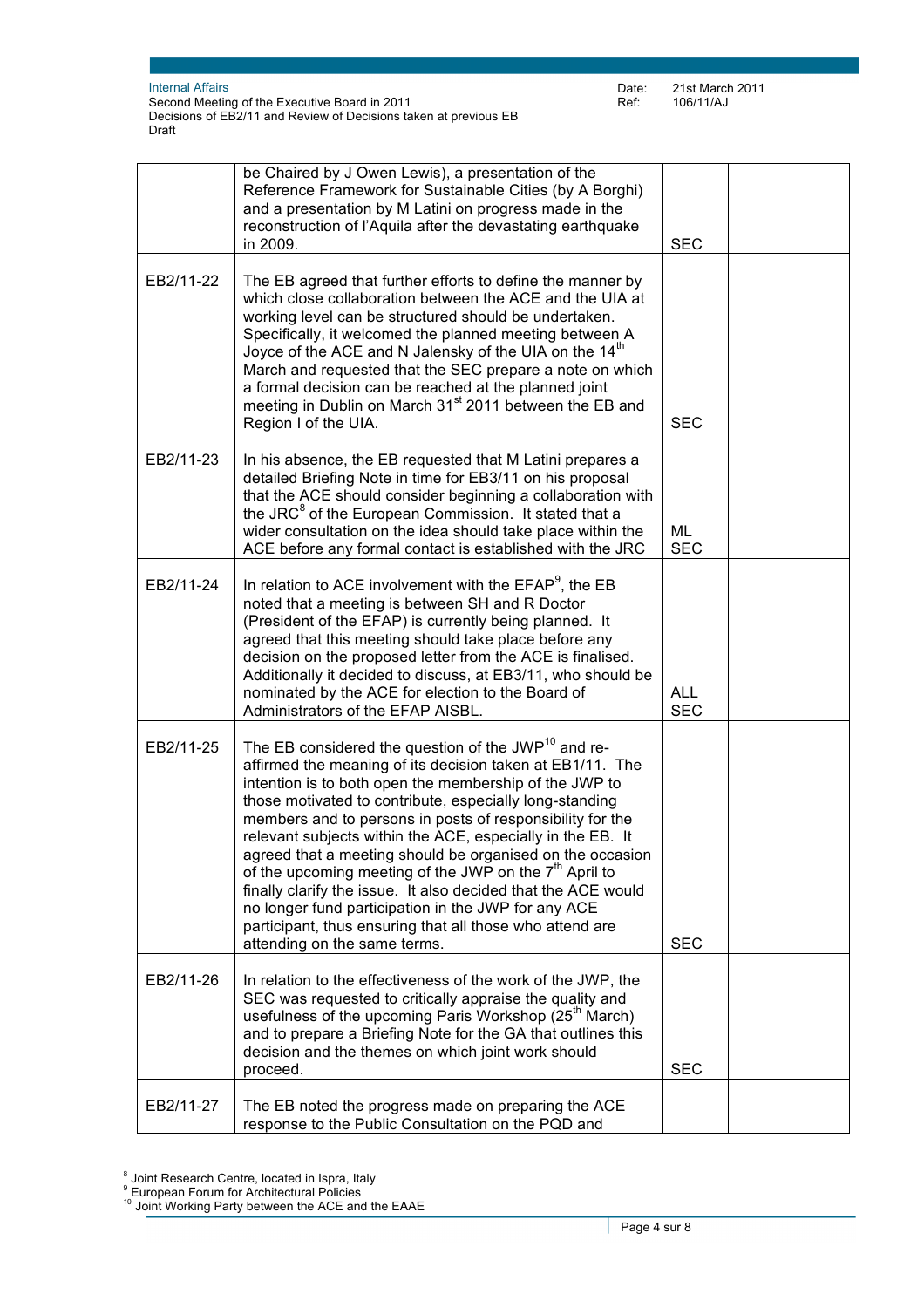| | | | |
|---|---|---|---|
| | be Chaired by J Owen Lewis), a presentation of the Reference Framework for Sustainable Cities (by A Borghi) and a presentation by M Latini on progress made in the reconstruction of l'Aquila after the devastating earthquake in 2009. | SEC | |
| EB2/11-22 | The EB agreed that further efforts to define the manner by which close collaboration between the ACE and the UIA at working level can be structured should be undertaken. Specifically, it welcomed the planned meeting between A Joyce of the ACE and N Jalensky of the UIA on the 14th March and requested that the SEC prepare a note on which a formal decision can be reached at the planned joint meeting in Dublin on March 31st 2011 between the EB and Region I of the UIA. | SEC | |
| EB2/11-23 | In his absence, the EB requested that M Latini prepares a detailed Briefing Note in time for EB3/11 on his proposal that the ACE should consider beginning a collaboration with the JRC[8] of the European Commission. It stated that a wider consultation on the idea should take place within the ACE before any formal contact is established with the JRC | ML SEC | |
| EB2/11-24 | In relation to ACE involvement with the EFAP[9], the EB noted that a meeting is between SH and R Doctor (President of the EFAP) is currently being planned. It agreed that this meeting should take place before any decision on the proposed letter from the ACE is finalised. Additionally it decided to discuss, at EB3/11, who should be nominated by the ACE for election to the Board of Administrators of the EFAP AISBL. | ALL SEC | |
| EB2/11-25 | The EB considered the question of the JWP[10] and re-affirmed the meaning of its decision taken at EB1/11. The intention is to both open the membership of the JWP to those motivated to contribute, especially long-standing members and to persons in posts of responsibility for the relevant subjects within the ACE, especially in the EB. It agreed that a meeting should be organised on the occasion of the upcoming meeting of the JWP on the 7th April to finally clarify the issue. It also decided that the ACE would no longer fund participation in the JWP for any ACE participant, thus ensuring that all those who attend are attending on the same terms. | SEC | |
| EB2/11-26 | In relation to the effectiveness of the work of the JWP, the SEC was requested to critically appraise the quality and usefulness of the upcoming Paris Workshop (25th March) and to prepare a Briefing Note for the GA that outlines this decision and the themes on which joint work should proceed. | SEC | |
| EB2/11-27 | The EB noted the progress made on preparing the ACE response to the Public Consultation on the PQD and | | |

[8] Joint Research Centre, located in Ispra, Italy

[9] European Forum for Architectural Policies

[10] Joint Working Party between the ACE and the EAAE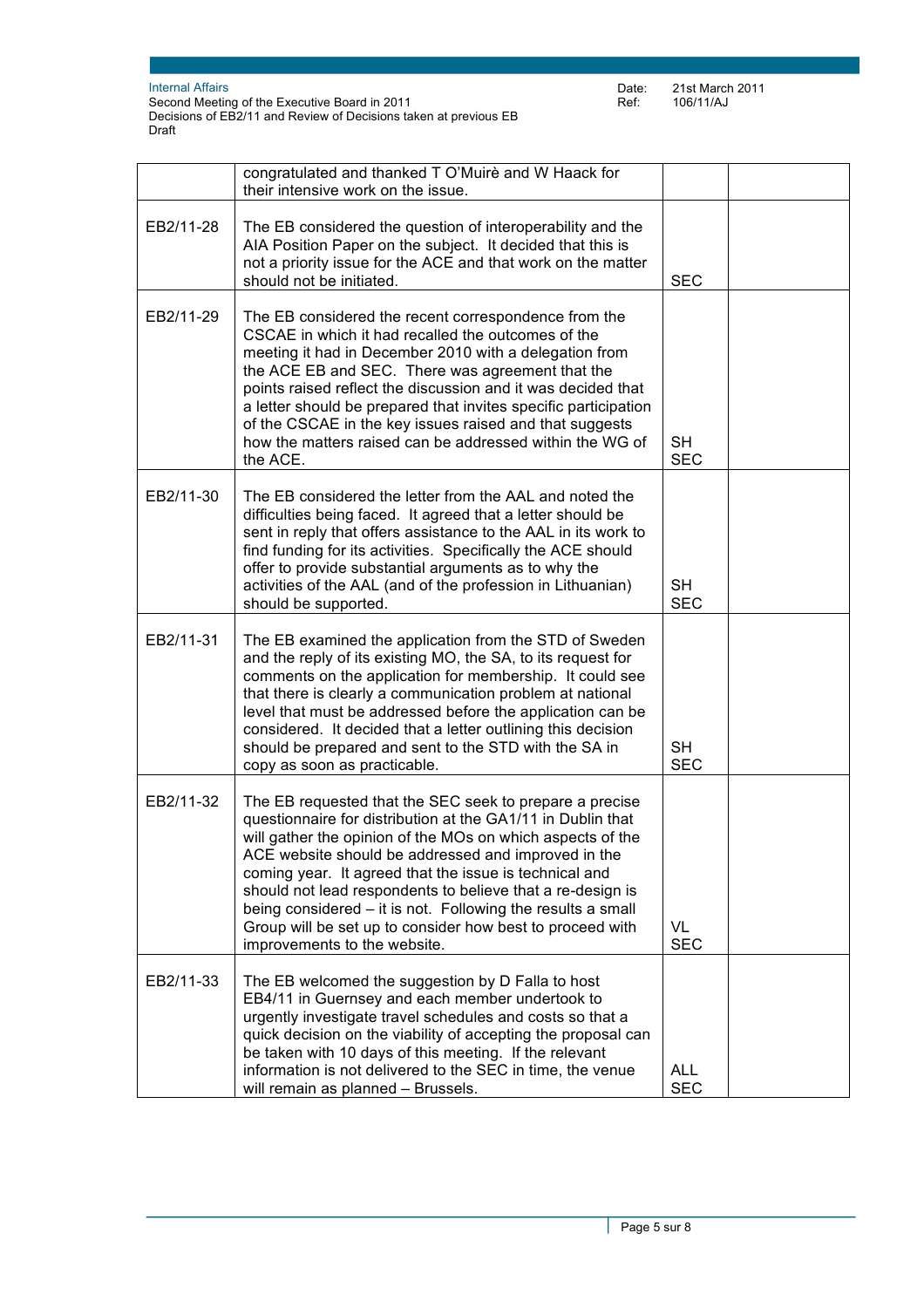| | | | |
|---|---|---|---|
| | congratulated and thanked T O'Muirè and W Haack for their intensive work on the issue. | | |
| EB2/11-28 | The EB considered the question of interoperability and the AIA Position Paper on the subject. It decided that this is not a priority issue for the ACE and that work on the matter should not be initiated. | SEC | |
| EB2/11-29 | The EB considered the recent correspondence from the CSCAE in which it had recalled the outcomes of the meeting it had in December 2010 with a delegation from the ACE EB and SEC. There was agreement that the points raised reflect the discussion and it was decided that a letter should be prepared that invites specific participation of the CSCAE in the key issues raised and that suggests how the matters raised can be addressed within the WG of the ACE. | SH<br>SEC | |
| EB2/11-30 | The EB considered the letter from the AAL and noted the difficulties being faced. It agreed that a letter should be sent in reply that offers assistance to the AAL in its work to find funding for its activities. Specifically the ACE should offer to provide substantial arguments as to why the activities of the AAL (and of the profession in Lithuanian) should be supported. | SH<br>SEC | |
| EB2/11-31 | The EB examined the application from the STD of Sweden and the reply of its existing MO, the SA, to its request for comments on the application for membership. It could see that there is clearly a communication problem at national level that must be addressed before the application can be considered. It decided that a letter outlining this decision should be prepared and sent to the STD with the SA in copy as soon as practicable. | SH<br>SEC | |
| EB2/11-32 | The EB requested that the SEC seek to prepare a precise questionnaire for distribution at the GA1/11 in Dublin that will gather the opinion of the MOs on which aspects of the ACE website should be addressed and improved in the coming year. It agreed that the issue is technical and should not lead respondents to believe that a re-design is being considered – it is not. Following the results a small Group will be set up to consider how best to proceed with improvements to the website. | VL<br>SEC | |
| EB2/11-33 | The EB welcomed the suggestion by D Falla to host EB4/11 in Guernsey and each member undertook to urgently investigate travel schedules and costs so that a quick decision on the viability of accepting the proposal can be taken with 10 days of this meeting. If the relevant information is not delivered to the SEC in time, the venue will remain as planned – Brussels. | ALL<br>SEC | |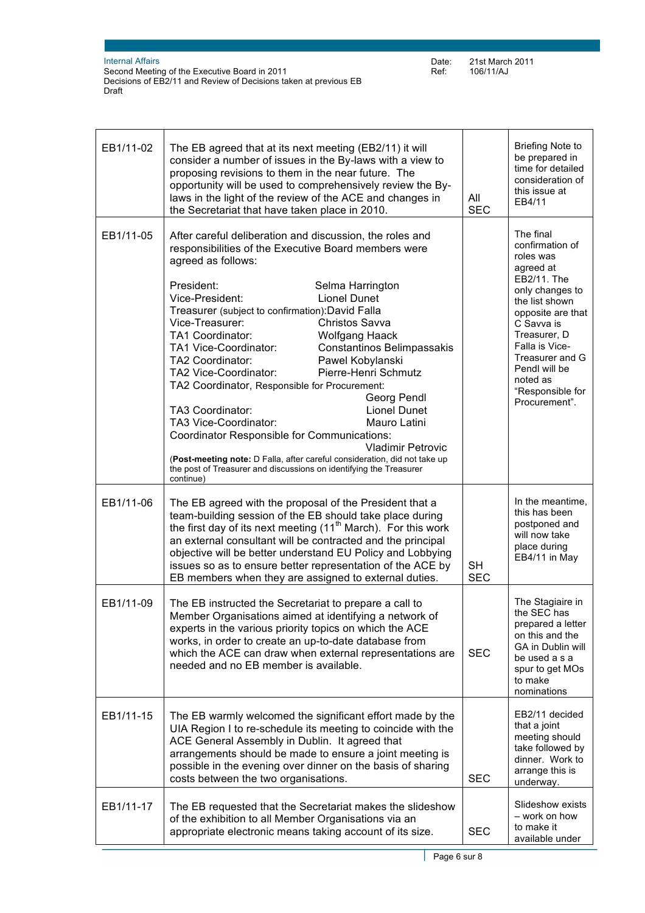| | | | |
|---|---|---|---|
| EB1/11-02 | The EB agreed that at its next meeting (EB2/11) it will consider a number of issues in the By-laws with a view to proposing revisions to them in the near future. The opportunity will be used to comprehensively review the By-laws in the light of the review of the ACE and changes in the Secretariat that have taken place in 2010. | All SEC | Briefing Note to be prepared in time for detailed consideration of this issue at EB4/11 |
| EB1/11-05 | After careful deliberation and discussion, the roles and responsibilities of the Executive Board members were agreed as follows:<br><br>President: Selma Harrington<br>Vice-President: Lionel Dunet<br>Treasurer (subject to confirmation): David Falla<br>Vice-Treasurer: Christos Savva<br>TA1 Coordinator: Wolfgang Haack<br>TA1 Vice-Coordinator: Constantinos Belimpassakis<br>TA2 Coordinator: Pawel Kobylanski<br>TA2 Vice-Coordinator: Pierre-Henri Schmutz<br>TA2 Coordinator, Responsible for Procurement: Georg Pendl<br>TA3 Coordinator: Lionel Dunet<br>TA3 Vice-Coordinator: Mauro Latini<br>Coordinator Responsible for Communications: Vladimir Petrovic<br>(**Post-meeting note:** D Falla, after careful consideration, did not take up the post of Treasurer and discussions on identifying the Treasurer continue) | | The final confirmation of roles was agreed at EB2/11. The only changes to the list shown opposite are that C Savva is Treasurer, D Falla is Vice-Treasurer and G Pendl will be noted as "Responsible for Procurement". |
| EB1/11-06 | The EB agreed with the proposal of the President that a team-building session of the EB should take place during the first day of its next meeting (11th March). For this work an external consultant will be contracted and the principal objective will be better understand EU Policy and Lobbying issues so as to ensure better representation of the ACE by EB members when they are assigned to external duties. | SH SEC | In the meantime, this has been postponed and will now take place during EB4/11 in May |
| EB1/11-09 | The EB instructed the Secretariat to prepare a call to Member Organisations aimed at identifying a network of experts in the various priority topics on which the ACE works, in order to create an up-to-date database from which the ACE can draw when external representations are needed and no EB member is available. | SEC | The Stagiaire in the SEC has prepared a letter on this and the GA in Dublin will be used a s a spur to get MOs to make nominations |
| EB1/11-15 | The EB warmly welcomed the significant effort made by the UIA Region I to re-schedule its meeting to coincide with the ACE General Assembly in Dublin. It agreed that arrangements should be made to ensure a joint meeting is possible in the evening over dinner on the basis of sharing costs between the two organisations. | SEC | EB2/11 decided that a joint meeting should take followed by dinner. Work to arrange this is underway. |
| EB1/11-17 | The EB requested that the Secretariat makes the slideshow of the exhibition to all Member Organisations via an appropriate electronic means taking account of its size. | SEC | Slideshow exists – work on how to make it available under |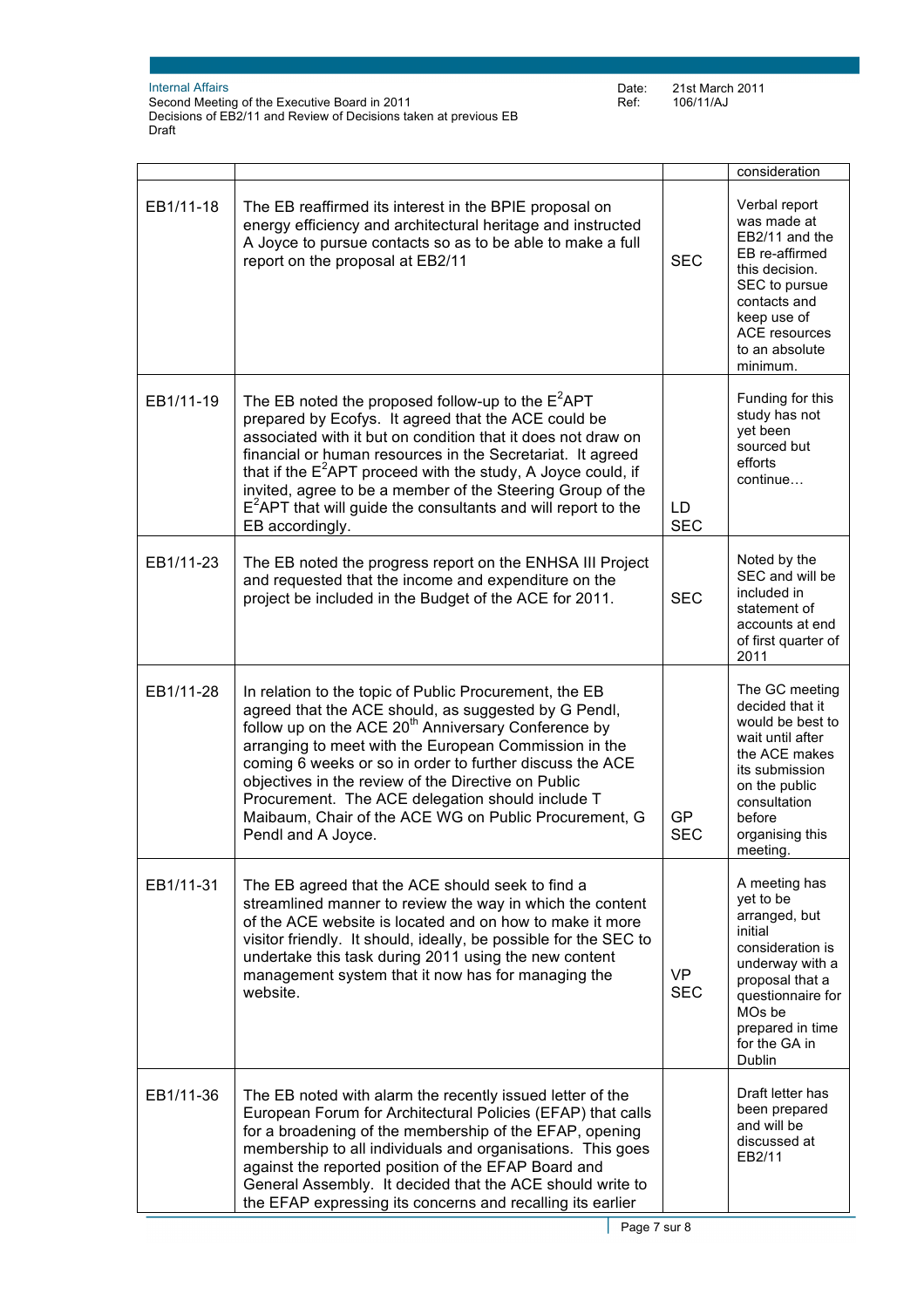| | | | consideration |
|---|---|---|---|
| EB1/11-18 | The EB reaffirmed its interest in the BPIE proposal on energy efficiency and architectural heritage and instructed A Joyce to pursue contacts so as to be able to make a full report on the proposal at EB2/11 | SEC | Verbal report was made at EB2/11 and the EB re-affirmed this decision. SEC to pursue contacts and keep use of ACE resources to an absolute minimum. |
| EB1/11-19 | The EB noted the proposed follow-up to the $E^2$APT prepared by Ecofys. It agreed that the ACE could be associated with it but on condition that it does not draw on financial or human resources in the Secretariat. It agreed that if the $E^2$APT proceed with the study, A Joyce could, if invited, agree to be a member of the Steering Group of the $E^2$APT that will guide the consultants and will report to the EB accordingly. | LD SEC | Funding for this study has not yet been sourced but efforts continue… |
| EB1/11-23 | The EB noted the progress report on the ENHSA III Project and requested that the income and expenditure on the project be included in the Budget of the ACE for 2011. | SEC | Noted by the SEC and will be included in statement of accounts at end of first quarter of 2011 |
| EB1/11-28 | In relation to the topic of Public Procurement, the EB agreed that the ACE should, as suggested by G Pendl, follow up on the ACE 20th Anniversary Conference by arranging to meet with the European Commission in the coming 6 weeks or so in order to further discuss the ACE objectives in the review of the Directive on Public Procurement. The ACE delegation should include T Maibaum, Chair of the ACE WG on Public Procurement, G Pendl and A Joyce. | GP SEC | The GC meeting decided that it would be best to wait until after the ACE makes its submission on the public consultation before organising this meeting. |
| EB1/11-31 | The EB agreed that the ACE should seek to find a streamlined manner to review the way in which the content of the ACE website is located and on how to make it more visitor friendly. It should, ideally, be possible for the SEC to undertake this task during 2011 using the new content management system that it now has for managing the website. | VP SEC | A meeting has yet to be arranged, but initial consideration is underway with a proposal that a questionnaire for MOs be prepared in time for the GA in Dublin |
| EB1/11-36 | The EB noted with alarm the recently issued letter of the European Forum for Architectural Policies (EFAP) that calls for a broadening of the membership of the EFAP, opening membership to all individuals and organisations. This goes against the reported position of the EFAP Board and General Assembly. It decided that the ACE should write to the EFAP expressing its concerns and recalling its earlier | | Draft letter has been prepared and will be discussed at EB2/11 |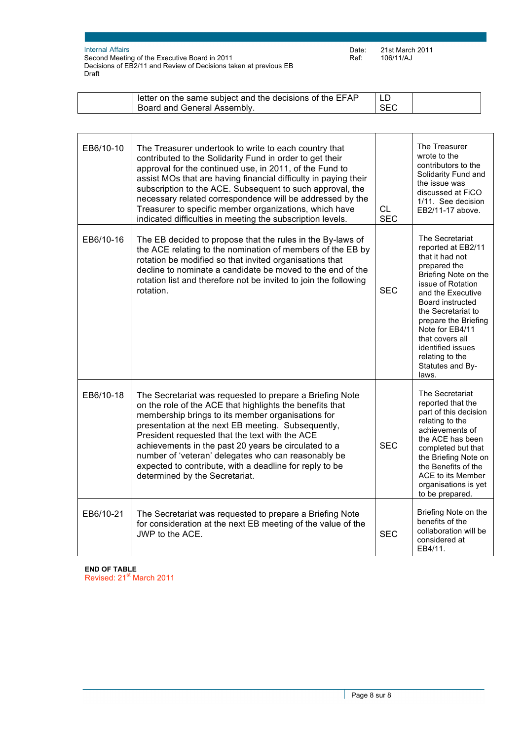| | | | |
|---|---|---|---|
| | letter on the same subject and the decisions of the EFAP Board and General Assembly. | LD SEC | |

| | | | |
|---|---|---|---|
| EB6/10-10 | The Treasurer undertook to write to each country that contributed to the Solidarity Fund in order to get their approval for the continued use, in 2011, of the Fund to assist MOs that are having financial difficulty in paying their subscription to the ACE. Subsequent to such approval, the necessary related correspondence will be addressed by the Treasurer to specific member organizations, which have indicated difficulties in meeting the subscription levels. | CL SEC | The Treasurer wrote to the contributors to the Solidarity Fund and the issue was discussed at FiCO 1/11. See decision EB2/11-17 above. |
| EB6/10-16 | The EB decided to propose that the rules in the By-laws of the ACE relating to the nomination of members of the EB by rotation be modified so that invited organisations that decline to nominate a candidate be moved to the end of the rotation list and therefore not be invited to join the following rotation. | SEC | The Secretariat reported at EB2/11 that it had not prepared the Briefing Note on the issue of Rotation and the Executive Board instructed the Secretariat to prepare the Briefing Note for EB4/11 that covers all identified issues relating to the Statutes and By-laws. |
| EB6/10-18 | The Secretariat was requested to prepare a Briefing Note on the role of the ACE that highlights the benefits that membership brings to its member organisations for presentation at the next EB meeting. Subsequently, President requested that the text with the ACE achievements in the past 20 years be circulated to a number of 'veteran' delegates who can reasonably be expected to contribute, with a deadline for reply to be determined by the Secretariat. | SEC | The Secretariat reported that the part of this decision relating to the achievements of the ACE has been completed but that the Briefing Note on the Benefits of the ACE to its Member organisations is yet to be prepared. |
| EB6/10-21 | The Secretariat was requested to prepare a Briefing Note for consideration at the next EB meeting of the value of the JWP to the ACE. | SEC | Briefing Note on the benefits of the collaboration will be considered at EB4/11. |

**END OF TABLE**

Revised: 21st March 2011